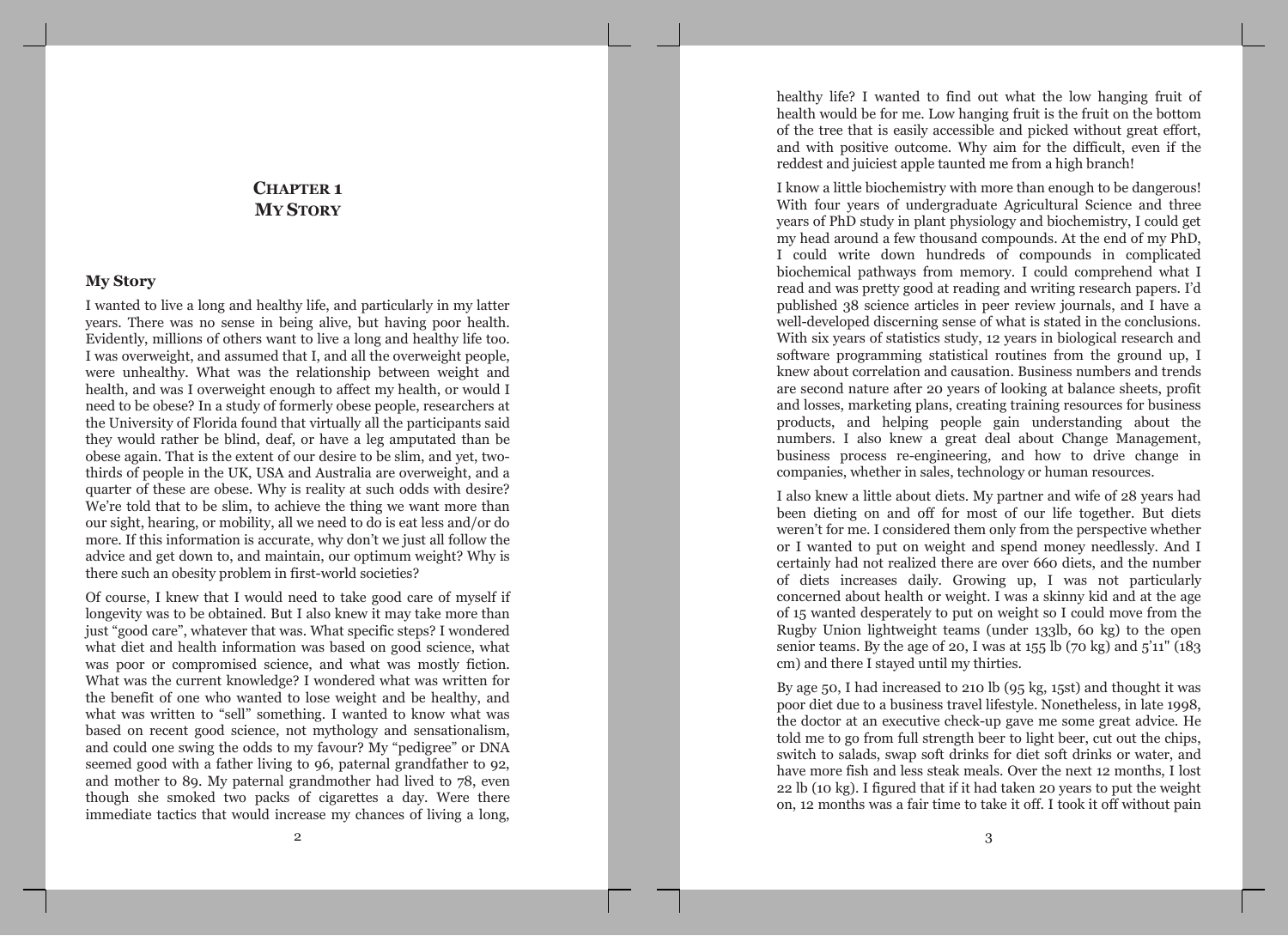# Chapter 1
# My Story

## My Story

I wanted to live a long and healthy life, and particularly in my latter years. There was no sense in being alive, but having poor health. Evidently, millions of others want to live a long and healthy life too. I was overweight, and assumed that I, and all the overweight people, were unhealthy. What was the relationship between weight and health, and was I overweight enough to affect my health, or would I need to be obese? In a study of formerly obese people, researchers at the University of Florida found that virtually all the participants said they would rather be blind, deaf, or have a leg amputated than be obese again. That is the extent of our desire to be slim, and yet, two-thirds of people in the UK, USA and Australia are overweight, and a quarter of these are obese. Why is reality at such odds with desire? We're told that to be slim, to achieve the thing we want more than our sight, hearing, or mobility, all we need to do is eat less and/or do more. If this information is accurate, why don't we just all follow the advice and get down to, and maintain, our optimum weight? Why is there such an obesity problem in first-world societies?

Of course, I knew that I would need to take good care of myself if longevity was to be obtained. But I also knew it may take more than just "good care", whatever that was. What specific steps? I wondered what diet and health information was based on good science, what was poor or compromised science, and what was mostly fiction. What was the current knowledge? I wondered what was written for the benefit of one who wanted to lose weight and be healthy, and what was written to "sell" something. I wanted to know what was based on recent good science, not mythology and sensationalism, and could one swing the odds to my favour? My "pedigree" or DNA seemed good with a father living to 96, paternal grandfather to 92, and mother to 89. My paternal grandmother had lived to 78, even though she smoked two packs of cigarettes a day. Were there immediate tactics that would increase my chances of living a long, healthy life? I wanted to find out what the low hanging fruit of health would be for me. Low hanging fruit is the fruit on the bottom of the tree that is easily accessible and picked without great effort, and with positive outcome. Why aim for the difficult, even if the reddest and juiciest apple taunted me from a high branch!

I know a little biochemistry with more than enough to be dangerous! With four years of undergraduate Agricultural Science and three years of PhD study in plant physiology and biochemistry, I could get my head around a few thousand compounds. At the end of my PhD, I could write down hundreds of compounds in complicated biochemical pathways from memory. I could comprehend what I read and was pretty good at reading and writing research papers. I'd published 38 science articles in peer review journals, and I have a well-developed discerning sense of what is stated in the conclusions. With six years of statistics study, 12 years in biological research and software programming statistical routines from the ground up, I knew about correlation and causation. Business numbers and trends are second nature after 20 years of looking at balance sheets, profit and losses, marketing plans, creating training resources for business products, and helping people gain understanding about the numbers. I also knew a great deal about Change Management, business process re-engineering, and how to drive change in companies, whether in sales, technology or human resources.

I also knew a little about diets. My partner and wife of 28 years had been dieting on and off for most of our life together. But diets weren't for me. I considered them only from the perspective whether or I wanted to put on weight and spend money needlessly. And I certainly had not realized there are over 660 diets, and the number of diets increases daily. Growing up, I was not particularly concerned about health or weight. I was a skinny kid and at the age of 15 wanted desperately to put on weight so I could move from the Rugby Union lightweight teams (under 133lb, 60 kg) to the open senior teams. By the age of 20, I was at 155 lb (70 kg) and 5'11" (183 cm) and there I stayed until my thirties.

By age 50, I had increased to 210 lb (95 kg, 15st) and thought it was poor diet due to a business travel lifestyle. Nonetheless, in late 1998, the doctor at an executive check-up gave me some great advice. He told me to go from full strength beer to light beer, cut out the chips, switch to salads, swap soft drinks for diet soft drinks or water, and have more fish and less steak meals. Over the next 12 months, I lost 22 lb (10 kg). I figured that if it had taken 20 years to put the weight on, 12 months was a fair time to take it off. I took it off without pain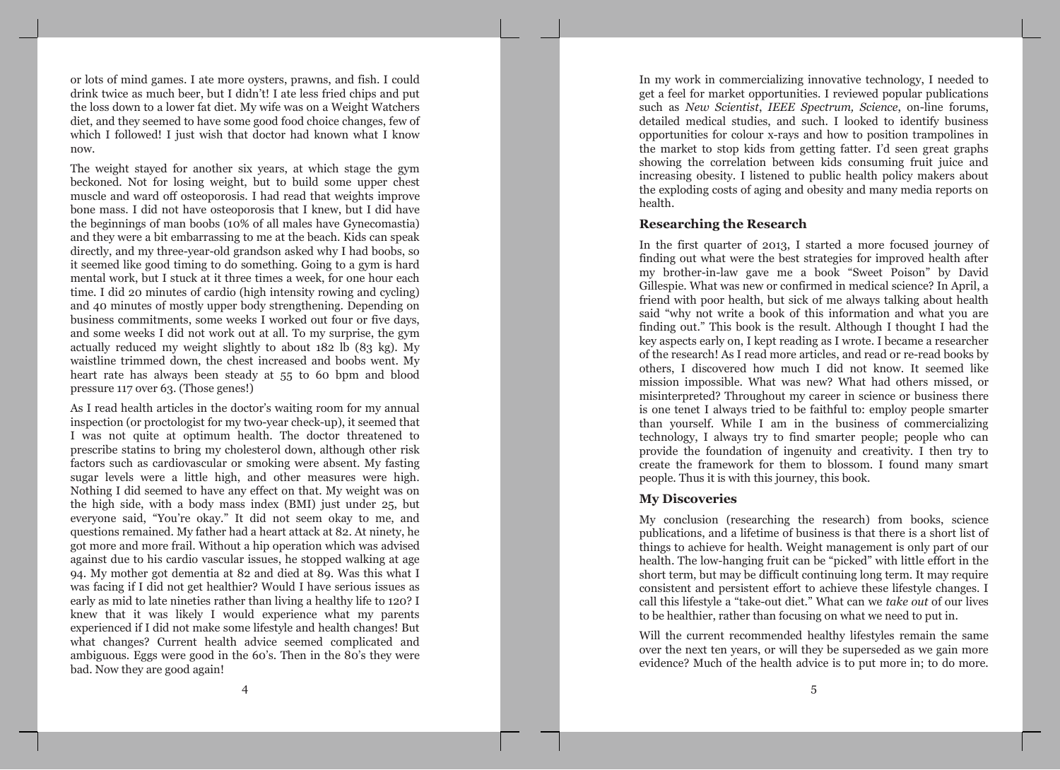or lots of mind games. I ate more oysters, prawns, and fish. I could drink twice as much beer, but I didn't! I ate less fried chips and put the loss down to a lower fat diet. My wife was on a Weight Watchers diet, and they seemed to have some good food choice changes, few of which I followed! I just wish that doctor had known what I know now.

The weight stayed for another six years, at which stage the gym beckoned. Not for losing weight, but to build some upper chest muscle and ward off osteoporosis. I had read that weights improve bone mass. I did not have osteoporosis that I knew, but I did have the beginnings of man boobs (10% of all males have Gynecomastia) and they were a bit embarrassing to me at the beach. Kids can speak directly, and my three-year-old grandson asked why I had boobs, so it seemed like good timing to do something. Going to a gym is hard mental work, but I stuck at it three times a week, for one hour each time. I did 20 minutes of cardio (high intensity rowing and cycling) and 40 minutes of mostly upper body strengthening. Depending on business commitments, some weeks I worked out four or five days, and some weeks I did not work out at all. To my surprise, the gym actually reduced my weight slightly to about 182 lb (83 kg). My waistline trimmed down, the chest increased and boobs went. My heart rate has always been steady at 55 to 60 bpm and blood pressure 117 over 63. (Those genes!)

As I read health articles in the doctor's waiting room for my annual inspection (or proctologist for my two-year check-up), it seemed that I was not quite at optimum health. The doctor threatened to prescribe statins to bring my cholesterol down, although other risk factors such as cardiovascular or smoking were absent. My fasting sugar levels were a little high, and other measures were high. Nothing I did seemed to have any effect on that. My weight was on the high side, with a body mass index (BMI) just under 25, but everyone said, "You're okay." It did not seem okay to me, and questions remained. My father had a heart attack at 82. At ninety, he got more and more frail. Without a hip operation which was advised against due to his cardio vascular issues, he stopped walking at age 94. My mother got dementia at 82 and died at 89. Was this what I was facing if I did not get healthier? Would I have serious issues as early as mid to late nineties rather than living a healthy life to 120? I knew that it was likely I would experience what my parents experienced if I did not make some lifestyle and health changes! But what changes? Current health advice seemed complicated and ambiguous. Eggs were good in the 60's. Then in the 80's they were bad. Now they are good again!

In my work in commercializing innovative technology, I needed to get a feel for market opportunities. I reviewed popular publications such as *New Scientist*, *IEEE Spectrum, Science*, on-line forums, detailed medical studies, and such. I looked to identify business opportunities for colour x-rays and how to position trampolines in the market to stop kids from getting fatter. I'd seen great graphs showing the correlation between kids consuming fruit juice and increasing obesity. I listened to public health policy makers about the exploding costs of aging and obesity and many media reports on health.

## Researching the Research

In the first quarter of 2013, I started a more focused journey of finding out what were the best strategies for improved health after my brother-in-law gave me a book "Sweet Poison" by David Gillespie. What was new or confirmed in medical science? In April, a friend with poor health, but sick of me always talking about health said "why not write a book of this information and what you are finding out." This book is the result. Although I thought I had the key aspects early on, I kept reading as I wrote. I became a researcher of the research! As I read more articles, and read or re-read books by others, I discovered how much I did not know. It seemed like mission impossible. What was new? What had others missed, or misinterpreted? Throughout my career in science or business there is one tenet I always tried to be faithful to: employ people smarter than yourself. While I am in the business of commercializing technology, I always try to find smarter people; people who can provide the foundation of ingenuity and creativity. I then try to create the framework for them to blossom. I found many smart people. Thus it is with this journey, this book.

## My Discoveries

My conclusion (researching the research) from books, science publications, and a lifetime of business is that there is a short list of things to achieve for health. Weight management is only part of our health. The low-hanging fruit can be "picked" with little effort in the short term, but may be difficult continuing long term. It may require consistent and persistent effort to achieve these lifestyle changes. I call this lifestyle a "take-out diet." What can we *take out* of our lives to be healthier, rather than focusing on what we need to put in.

Will the current recommended healthy lifestyles remain the same over the next ten years, or will they be superseded as we gain more evidence? Much of the health advice is to put more in; to do more.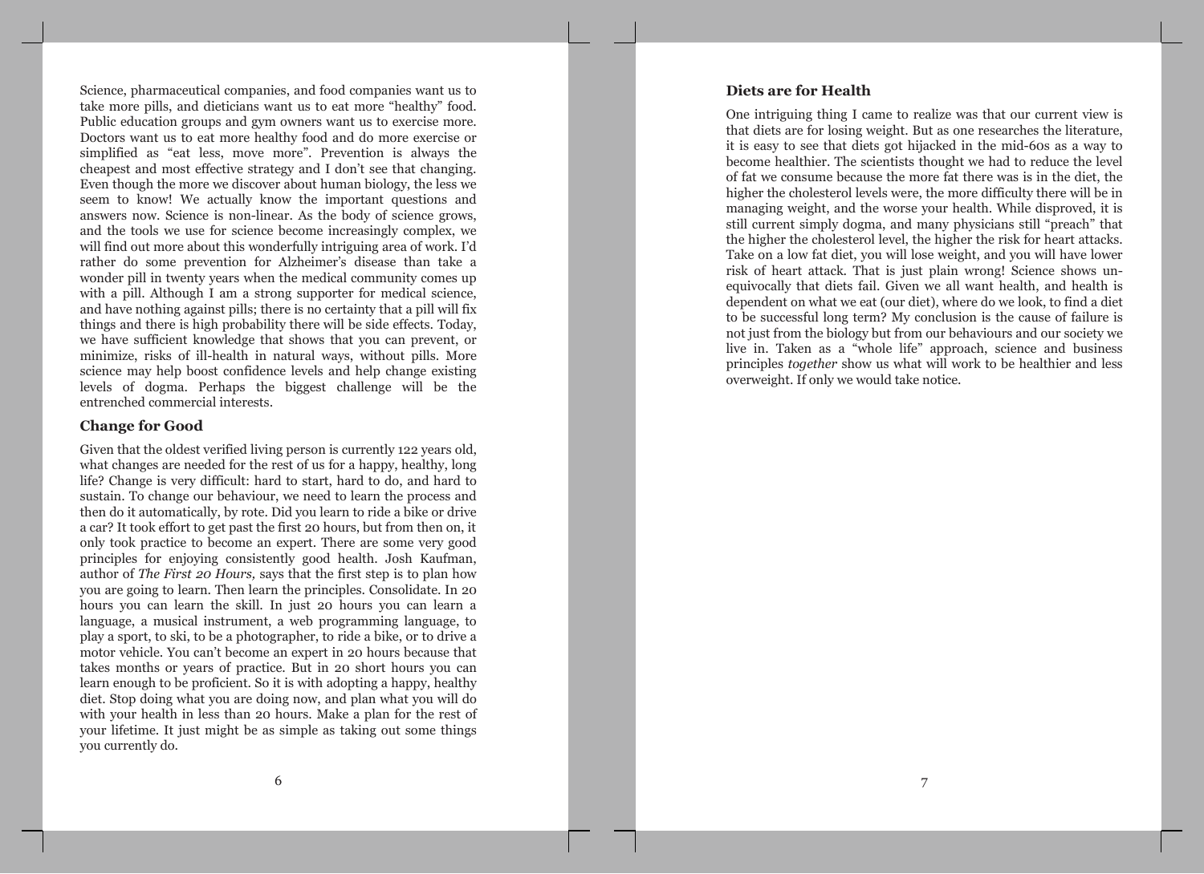Science, pharmaceutical companies, and food companies want us to take more pills, and dieticians want us to eat more "healthy" food. Public education groups and gym owners want us to exercise more. Doctors want us to eat more healthy food and do more exercise or simplified as "eat less, move more". Prevention is always the cheapest and most effective strategy and I don't see that changing. Even though the more we discover about human biology, the less we seem to know! We actually know the important questions and answers now. Science is non-linear. As the body of science grows, and the tools we use for science become increasingly complex, we will find out more about this wonderfully intriguing area of work. I'd rather do some prevention for Alzheimer's disease than take a wonder pill in twenty years when the medical community comes up with a pill. Although I am a strong supporter for medical science, and have nothing against pills; there is no certainty that a pill will fix things and there is high probability there will be side effects. Today, we have sufficient knowledge that shows that you can prevent, or minimize, risks of ill-health in natural ways, without pills. More science may help boost confidence levels and help change existing levels of dogma. Perhaps the biggest challenge will be the entrenched commercial interests.

### Change for Good

Given that the oldest verified living person is currently 122 years old, what changes are needed for the rest of us for a happy, healthy, long life? Change is very difficult: hard to start, hard to do, and hard to sustain. To change our behaviour, we need to learn the process and then do it automatically, by rote. Did you learn to ride a bike or drive a car? It took effort to get past the first 20 hours, but from then on, it only took practice to become an expert. There are some very good principles for enjoying consistently good health. Josh Kaufman, author of *The First 20 Hours,* says that the first step is to plan how you are going to learn. Then learn the principles. Consolidate. In 20 hours you can learn the skill. In just 20 hours you can learn a language, a musical instrument, a web programming language, to play a sport, to ski, to be a photographer, to ride a bike, or to drive a motor vehicle. You can't become an expert in 20 hours because that takes months or years of practice. But in 20 short hours you can learn enough to be proficient. So it is with adopting a happy, healthy diet. Stop doing what you are doing now, and plan what you will do with your health in less than 20 hours. Make a plan for the rest of your lifetime. It just might be as simple as taking out some things you currently do.

### Diets are for Health

One intriguing thing I came to realize was that our current view is that diets are for losing weight. But as one researches the literature, it is easy to see that diets got hijacked in the mid-60s as a way to become healthier. The scientists thought we had to reduce the level of fat we consume because the more fat there was is in the diet, the higher the cholesterol levels were, the more difficulty there will be in managing weight, and the worse your health. While disproved, it is still current simply dogma, and many physicians still "preach" that the higher the cholesterol level, the higher the risk for heart attacks. Take on a low fat diet, you will lose weight, and you will have lower risk of heart attack. That is just plain wrong! Science shows un-equivocally that diets fail. Given we all want health, and health is dependent on what we eat (our diet), where do we look, to find a diet to be successful long term? My conclusion is the cause of failure is not just from the biology but from our behaviours and our society we live in. Taken as a "whole life" approach, science and business principles *together* show us what will work to be healthier and less overweight. If only we would take notice.